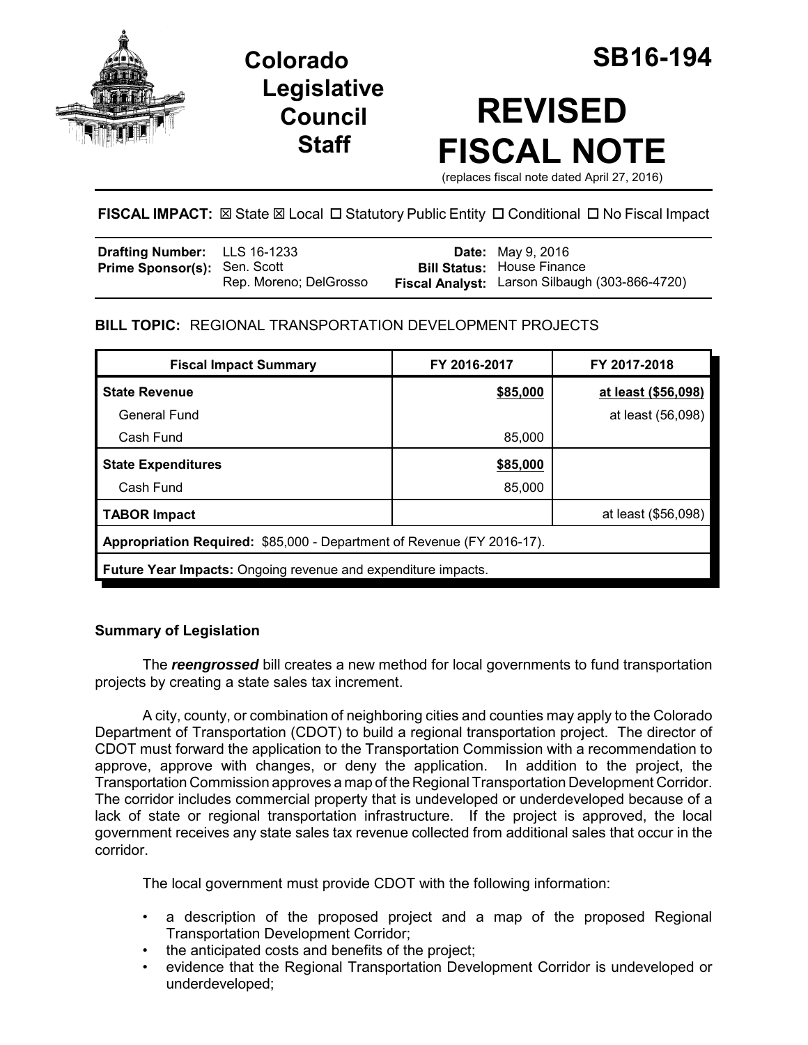# Colorado Legislative Council Staff

# SB16-194

# REVISED FISCAL NOTE

(replaces fiscal note dated April 27, 2016)

**FISCAL IMPACT:** ☒ State ☒ Local ☐ Statutory Public Entity ☐ Conditional ☐ No Fiscal Impact

| | | | |
|---|---|---|---|
| **Drafting Number:** | LLS 16-1233 | **Date:** | May 9, 2016 |
| **Prime Sponsor(s):** | Sen. Scott<br>Rep. Moreno; DelGrosso | **Bill Status:** | House Finance |
| | | **Fiscal Analyst:** | Larson Silbaugh (303-866-4720) |

**BILL TOPIC:** REGIONAL TRANSPORTATION DEVELOPMENT PROJECTS

| Fiscal Impact Summary | FY 2016-2017 | FY 2017-2018 |
|---|---|---|
| **State Revenue** | **$85,000** | **at least ($56,098)** |
| General Fund | | at least (56,098) |
| Cash Fund | 85,000 | |
| **State Expenditures** | **$85,000** | |
| Cash Fund | 85,000 | |
| **TABOR Impact** | | at least ($56,098) |
| **Appropriation Required:** $85,000 - Department of Revenue (FY 2016-17). | | |
| **Future Year Impacts:** Ongoing revenue and expenditure impacts. | | |

### Summary of Legislation

The ***reengrossed*** bill creates a new method for local governments to fund transportation projects by creating a state sales tax increment.

A city, county, or combination of neighboring cities and counties may apply to the Colorado Department of Transportation (CDOT) to build a regional transportation project. The director of CDOT must forward the application to the Transportation Commission with a recommendation to approve, approve with changes, or deny the application. In addition to the project, the Transportation Commission approves a map of the Regional Transportation Development Corridor. The corridor includes commercial property that is undeveloped or underdeveloped because of a lack of state or regional transportation infrastructure. If the project is approved, the local government receives any state sales tax revenue collected from additional sales that occur in the corridor.

The local government must provide CDOT with the following information:

- a description of the proposed project and a map of the proposed Regional Transportation Development Corridor;
- the anticipated costs and benefits of the project;
- evidence that the Regional Transportation Development Corridor is undeveloped or underdeveloped;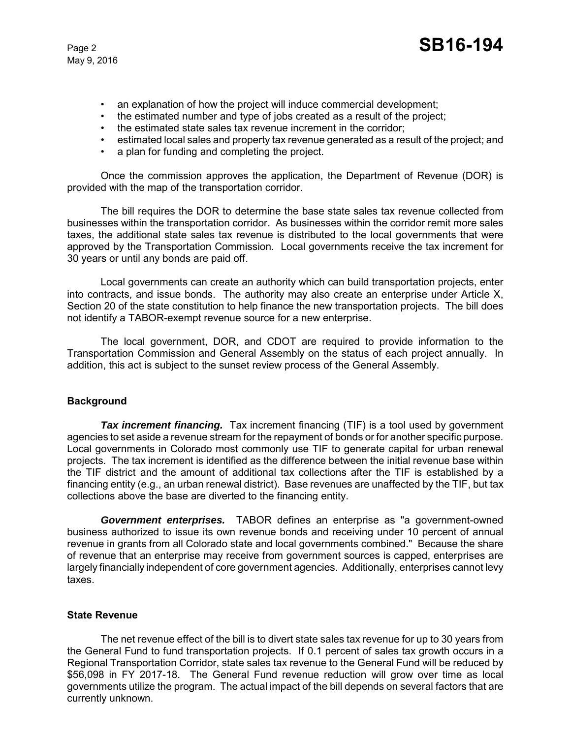- an explanation of how the project will induce commercial development;
- the estimated number and type of jobs created as a result of the project;
- the estimated state sales tax revenue increment in the corridor;
- estimated local sales and property tax revenue generated as a result of the project; and
- a plan for funding and completing the project.

Once the commission approves the application, the Department of Revenue (DOR) is provided with the map of the transportation corridor.

The bill requires the DOR to determine the base state sales tax revenue collected from businesses within the transportation corridor. As businesses within the corridor remit more sales taxes, the additional state sales tax revenue is distributed to the local governments that were approved by the Transportation Commission. Local governments receive the tax increment for 30 years or until any bonds are paid off.

Local governments can create an authority which can build transportation projects, enter into contracts, and issue bonds. The authority may also create an enterprise under Article X, Section 20 of the state constitution to help finance the new transportation projects. The bill does not identify a TABOR-exempt revenue source for a new enterprise.

The local government, DOR, and CDOT are required to provide information to the Transportation Commission and General Assembly on the status of each project annually. In addition, this act is subject to the sunset review process of the General Assembly.

## Background

***Tax increment financing.*** Tax increment financing (TIF) is a tool used by government agencies to set aside a revenue stream for the repayment of bonds or for another specific purpose. Local governments in Colorado most commonly use TIF to generate capital for urban renewal projects. The tax increment is identified as the difference between the initial revenue base within the TIF district and the amount of additional tax collections after the TIF is established by a financing entity (e.g., an urban renewal district). Base revenues are unaffected by the TIF, but tax collections above the base are diverted to the financing entity.

***Government enterprises.*** TABOR defines an enterprise as "a government-owned business authorized to issue its own revenue bonds and receiving under 10 percent of annual revenue in grants from all Colorado state and local governments combined." Because the share of revenue that an enterprise may receive from government sources is capped, enterprises are largely financially independent of core government agencies. Additionally, enterprises cannot levy taxes.

## State Revenue

The net revenue effect of the bill is to divert state sales tax revenue for up to 30 years from the General Fund to fund transportation projects. If 0.1 percent of sales tax growth occurs in a Regional Transportation Corridor, state sales tax revenue to the General Fund will be reduced by $56,098 in FY 2017-18. The General Fund revenue reduction will grow over time as local governments utilize the program. The actual impact of the bill depends on several factors that are currently unknown.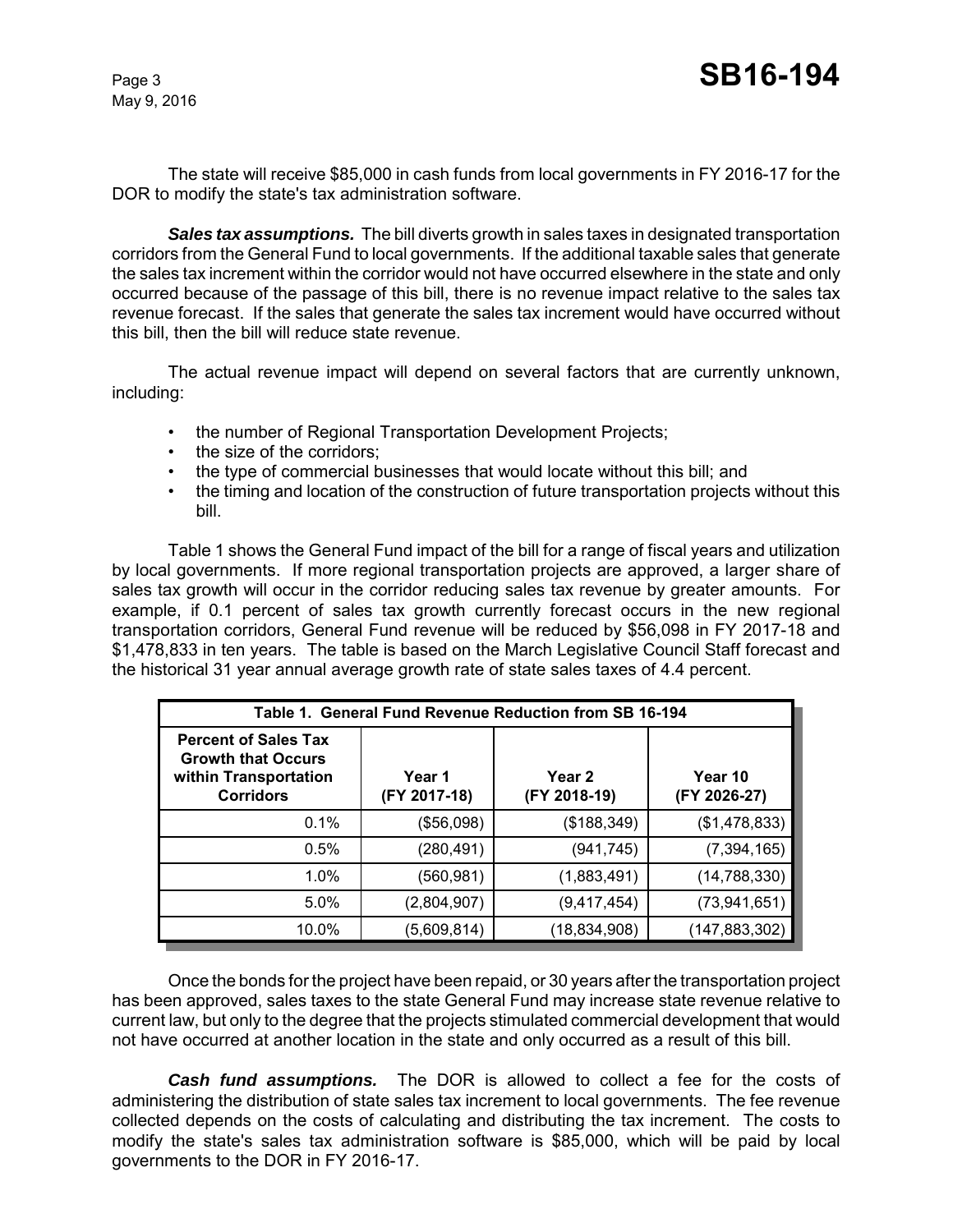The state will receive $85,000 in cash funds from local governments in FY 2016-17 for the DOR to modify the state's tax administration software.

***Sales tax assumptions.*** The bill diverts growth in sales taxes in designated transportation corridors from the General Fund to local governments. If the additional taxable sales that generate the sales tax increment within the corridor would not have occurred elsewhere in the state and only occurred because of the passage of this bill, there is no revenue impact relative to the sales tax revenue forecast. If the sales that generate the sales tax increment would have occurred without this bill, then the bill will reduce state revenue.

The actual revenue impact will depend on several factors that are currently unknown, including:

- the number of Regional Transportation Development Projects;
- the size of the corridors;
- the type of commercial businesses that would locate without this bill; and
- the timing and location of the construction of future transportation projects without this bill.

Table 1 shows the General Fund impact of the bill for a range of fiscal years and utilization by local governments. If more regional transportation projects are approved, a larger share of sales tax growth will occur in the corridor reducing sales tax revenue by greater amounts. For example, if 0.1 percent of sales tax growth currently forecast occurs in the new regional transportation corridors, General Fund revenue will be reduced by $56,098 in FY 2017-18 and $1,478,833 in ten years. The table is based on the March Legislative Council Staff forecast and the historical 31 year annual average growth rate of state sales taxes of 4.4 percent.

**Table 1. General Fund Revenue Reduction from SB 16-194**

| Percent of Sales Tax Growth that Occurs within Transportation Corridors | Year 1 (FY 2017-18) | Year 2 (FY 2018-19) | Year 10 (FY 2026-27) |
|---|---|---|---|
| 0.1% | ($56,098) | ($188,349) | ($1,478,833) |
| 0.5% | (280,491) | (941,745) | (7,394,165) |
| 1.0% | (560,981) | (1,883,491) | (14,788,330) |
| 5.0% | (2,804,907) | (9,417,454) | (73,941,651) |
| 10.0% | (5,609,814) | (18,834,908) | (147,883,302) |

Once the bonds for the project have been repaid, or 30 years after the transportation project has been approved, sales taxes to the state General Fund may increase state revenue relative to current law, but only to the degree that the projects stimulated commercial development that would not have occurred at another location in the state and only occurred as a result of this bill.

***Cash fund assumptions.*** The DOR is allowed to collect a fee for the costs of administering the distribution of state sales tax increment to local governments. The fee revenue collected depends on the costs of calculating and distributing the tax increment. The costs to modify the state's sales tax administration software is $85,000, which will be paid by local governments to the DOR in FY 2016-17.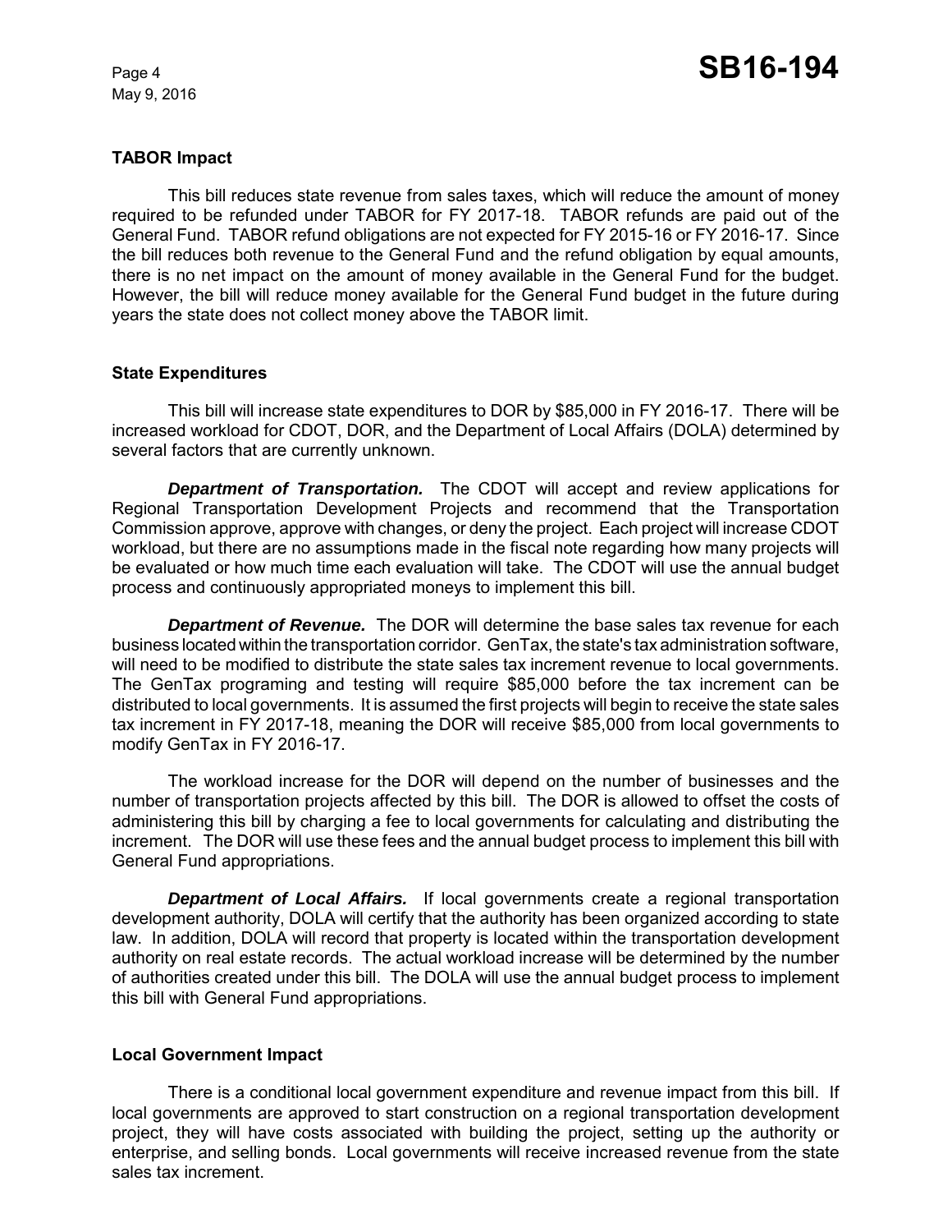### TABOR Impact

This bill reduces state revenue from sales taxes, which will reduce the amount of money required to be refunded under TABOR for FY 2017-18. TABOR refunds are paid out of the General Fund. TABOR refund obligations are not expected for FY 2015-16 or FY 2016-17. Since the bill reduces both revenue to the General Fund and the refund obligation by equal amounts, there is no net impact on the amount of money available in the General Fund for the budget. However, the bill will reduce money available for the General Fund budget in the future during years the state does not collect money above the TABOR limit.

### State Expenditures

This bill will increase state expenditures to DOR by $85,000 in FY 2016-17. There will be increased workload for CDOT, DOR, and the Department of Local Affairs (DOLA) determined by several factors that are currently unknown.

***Department of Transportation.*** The CDOT will accept and review applications for Regional Transportation Development Projects and recommend that the Transportation Commission approve, approve with changes, or deny the project. Each project will increase CDOT workload, but there are no assumptions made in the fiscal note regarding how many projects will be evaluated or how much time each evaluation will take. The CDOT will use the annual budget process and continuously appropriated moneys to implement this bill.

***Department of Revenue.*** The DOR will determine the base sales tax revenue for each business located within the transportation corridor. GenTax, the state's tax administration software, will need to be modified to distribute the state sales tax increment revenue to local governments. The GenTax programing and testing will require $85,000 before the tax increment can be distributed to local governments. It is assumed the first projects will begin to receive the state sales tax increment in FY 2017-18, meaning the DOR will receive $85,000 from local governments to modify GenTax in FY 2016-17.

The workload increase for the DOR will depend on the number of businesses and the number of transportation projects affected by this bill. The DOR is allowed to offset the costs of administering this bill by charging a fee to local governments for calculating and distributing the increment. The DOR will use these fees and the annual budget process to implement this bill with General Fund appropriations.

***Department of Local Affairs.*** If local governments create a regional transportation development authority, DOLA will certify that the authority has been organized according to state law. In addition, DOLA will record that property is located within the transportation development authority on real estate records. The actual workload increase will be determined by the number of authorities created under this bill. The DOLA will use the annual budget process to implement this bill with General Fund appropriations.

### Local Government Impact

There is a conditional local government expenditure and revenue impact from this bill. If local governments are approved to start construction on a regional transportation development project, they will have costs associated with building the project, setting up the authority or enterprise, and selling bonds. Local governments will receive increased revenue from the state sales tax increment.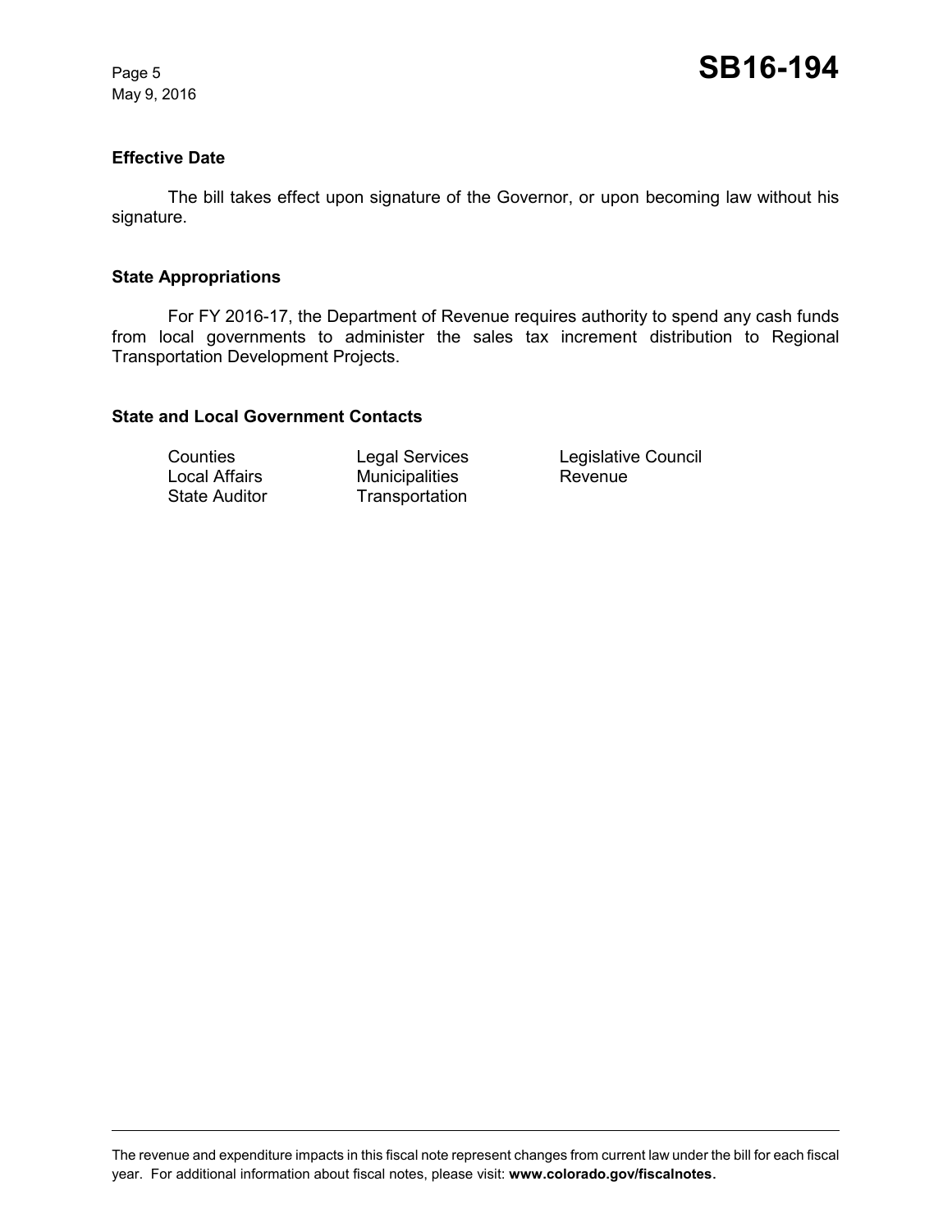**Effective Date**

The bill takes effect upon signature of the Governor, or upon becoming law without his signature.

**State Appropriations**

For FY 2016-17, the Department of Revenue requires authority to spend any cash funds from local governments to administer the sales tax increment distribution to Regional Transportation Development Projects.

**State and Local Government Contacts**

| | | |
|---|---|---|
| Counties | Legal Services | Legislative Council |
| Local Affairs | Municipalities | Revenue |
| State Auditor | Transportation | |

The revenue and expenditure impacts in this fiscal note represent changes from current law under the bill for each fiscal year. For additional information about fiscal notes, please visit: **www.colorado.gov/fiscalnotes.**